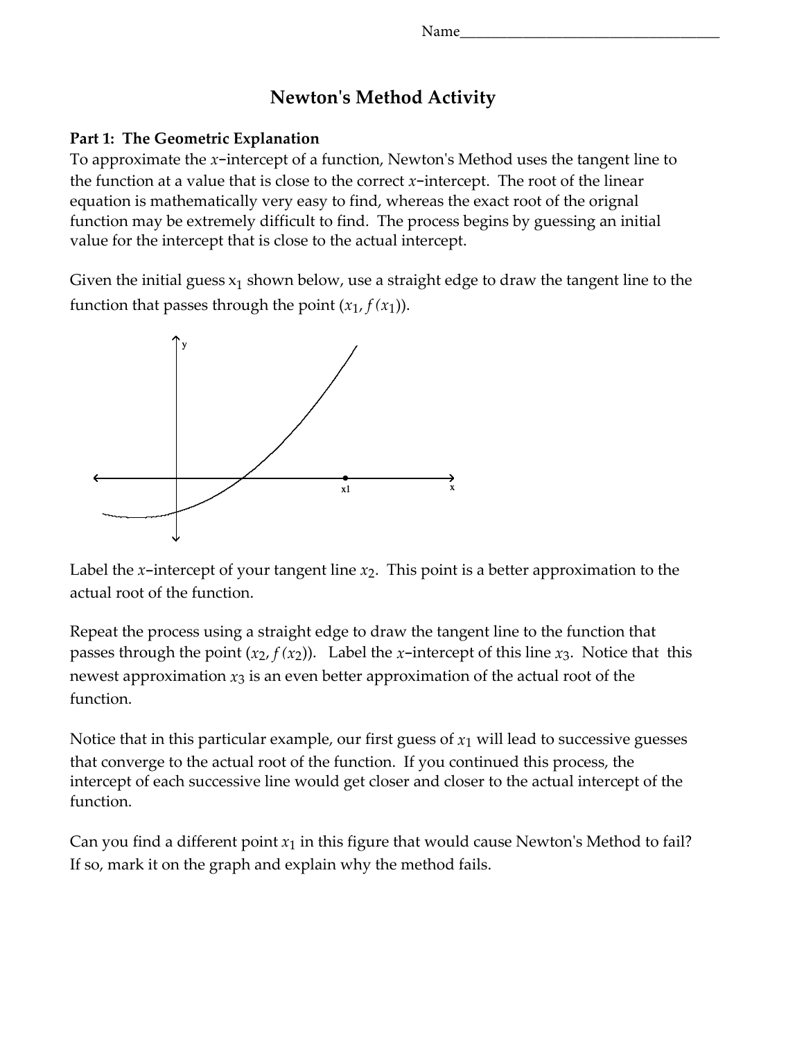Name___________________________________

# Newton's Method Activity

**Part 1: The Geometric Explanation**

To approximate the $x$−intercept of a function, Newton's Method uses the tangent line to the function at a value that is close to the correct $x$−intercept. The root of the linear equation is mathematically very easy to find, whereas the exact root of the orignal function may be extremely difficult to find. The process begins by guessing an initial value for the intercept that is close to the actual intercept.

Given the initial guess $x_1$ shown below, use a straight edge to draw the tangent line to the function that passes through the point $(x_1, f(x_1))$.

Label the $x$−intercept of your tangent line $x_2$. This point is a better approximation to the actual root of the function.

Repeat the process using a straight edge to draw the tangent line to the function that passes through the point $(x_2, f(x_2))$. Label the $x$−intercept of this line $x_3$. Notice that this newest approximation $x_3$ is an even better approximation of the actual root of the function.

Notice that in this particular example, our first guess of $x_1$ will lead to successive guesses that converge to the actual root of the function. If you continued this process, the intercept of each successive line would get closer and closer to the actual intercept of the function.

Can you find a different point $x_1$ in this figure that would cause Newton's Method to fail? If so, mark it on the graph and explain why the method fails.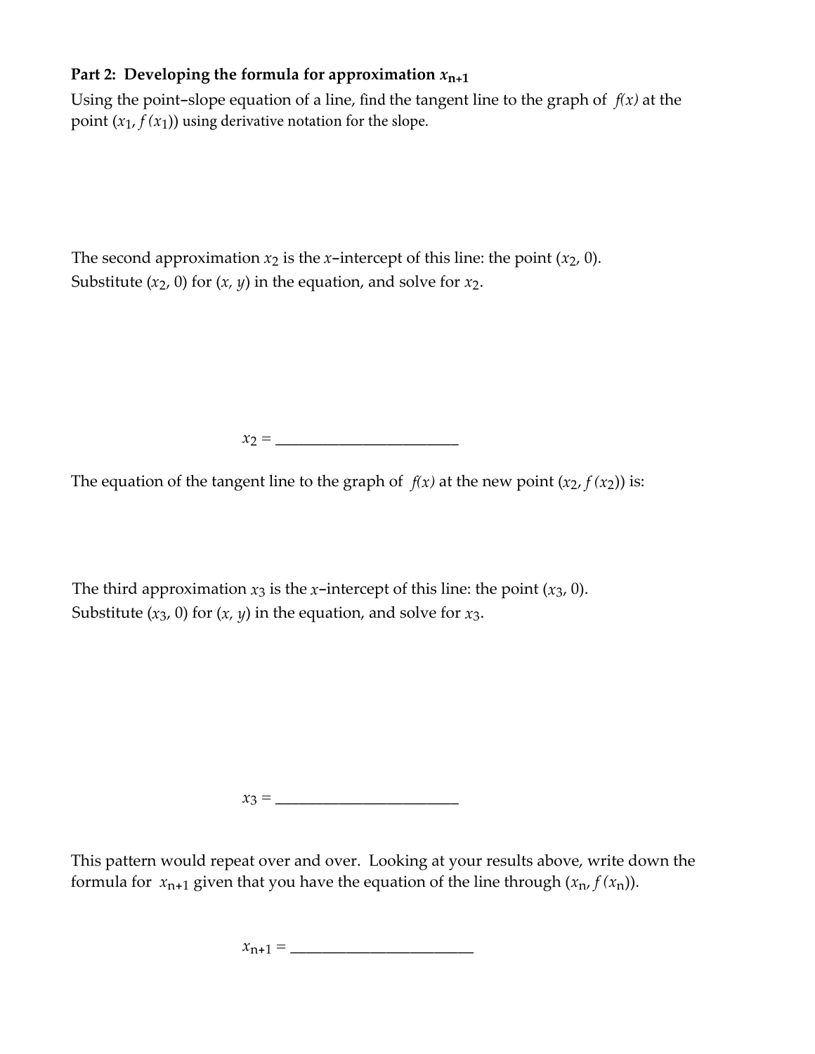## Part 2: Developing the formula for approximation $x_{n+1}$

Using the point–slope equation of a line, find the tangent line to the graph of $f(x)$ at the point $(x_1, f(x_1))$ using derivative notation for the slope.

The second approximation $x_2$ is the $x$–intercept of this line: the point $(x_2, 0)$. Substitute $(x_2, 0)$ for $(x, y)$ in the equation, and solve for $x_2$.

$x_2 =$ ________________________

The equation of the tangent line to the graph of $f(x)$ at the new point $(x_2, f(x_2))$ is:

The third approximation $x_3$ is the $x$–intercept of this line: the point $(x_3, 0)$. Substitute $(x_3, 0)$ for $(x, y)$ in the equation, and solve for $x_3$.

$x_3 =$ ________________________

This pattern would repeat over and over. Looking at your results above, write down the formula for $x_{n+1}$ given that you have the equation of the line through $(x_n, f(x_n))$.

$x_{n+1} =$ ________________________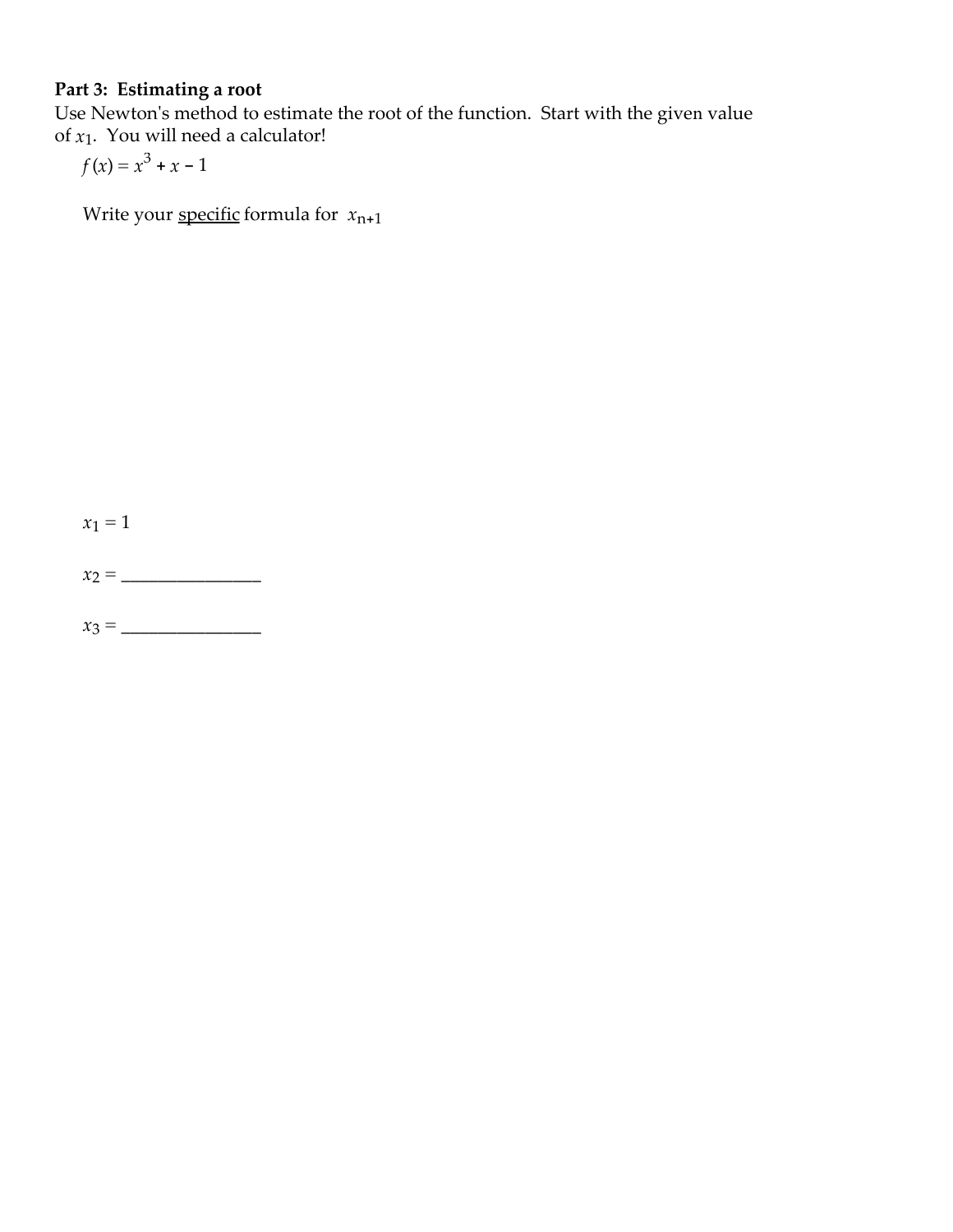**Part 3: Estimating a root**

Use Newton's method to estimate the root of the function. Start with the given value of $x_1$. You will need a calculator!

$f(x) = x^3 + x - 1$

Write your <u>specific</u> formula for $x_{n+1}$

$x_1 = 1$

$x_2 =$ _______________

$x_3 =$ _______________